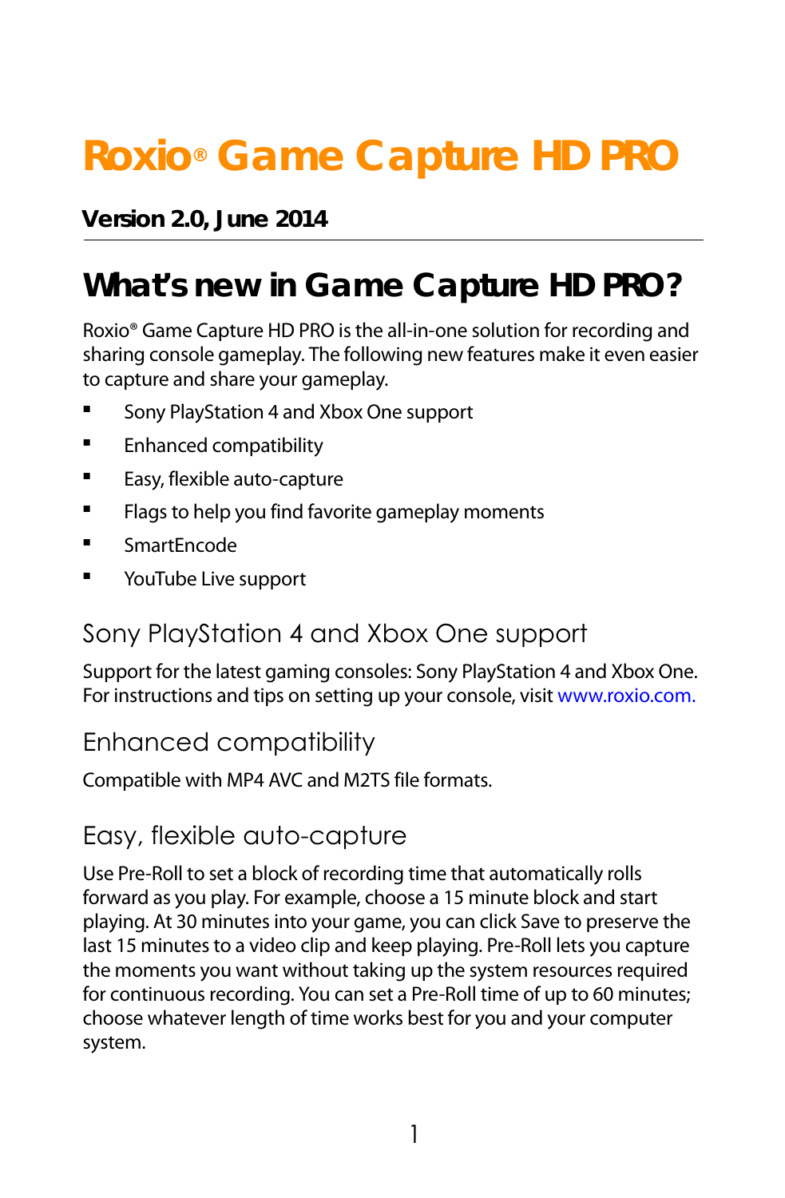# Roxio® Game Capture HD PRO

**Version 2.0, June 2014**

## What's new in Game Capture HD PRO?

Roxio® Game Capture HD PRO is the all-in-one solution for recording and sharing console gameplay. The following new features make it even easier to capture and share your gameplay.

- Sony PlayStation 4 and Xbox One support
- Enhanced compatibility
- Easy, flexible auto-capture
- Flags to help you find favorite gameplay moments
- SmartEncode
- YouTube Live support

### Sony PlayStation 4 and Xbox One support

Support for the latest gaming consoles: Sony PlayStation 4 and Xbox One. For instructions and tips on setting up your console, visit www.roxio.com.

### Enhanced compatibility

Compatible with MP4 AVC and M2TS file formats.

### Easy, flexible auto-capture

Use Pre-Roll to set a block of recording time that automatically rolls forward as you play. For example, choose a 15 minute block and start playing. At 30 minutes into your game, you can click Save to preserve the last 15 minutes to a video clip and keep playing. Pre-Roll lets you capture the moments you want without taking up the system resources required for continuous recording. You can set a Pre-Roll time of up to 60 minutes; choose whatever length of time works best for you and your computer system.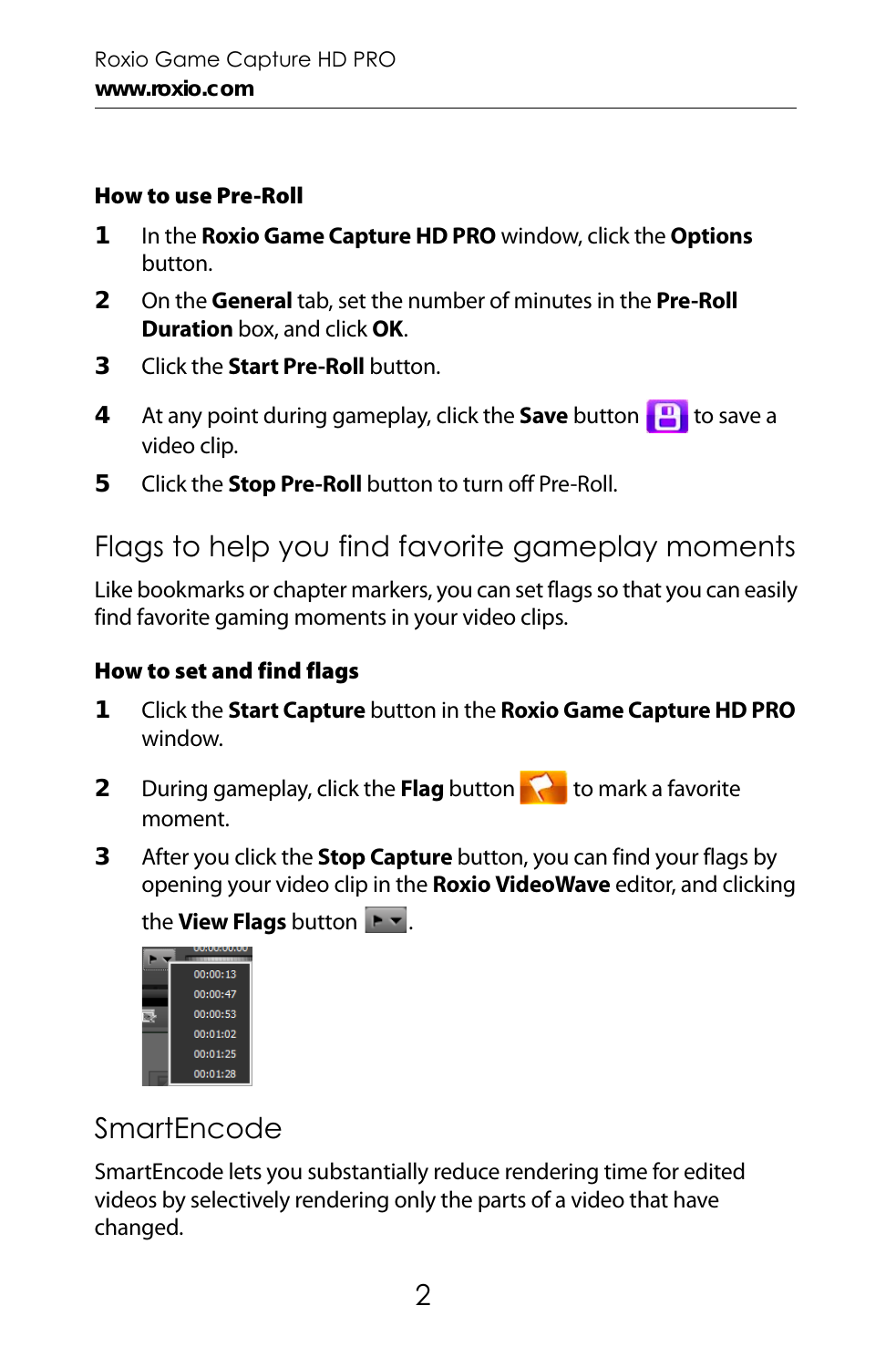### How to use Pre-Roll

1. In the **Roxio Game Capture HD PRO** window, click the **Options** button.
2. On the **General** tab, set the number of minutes in the **Pre-Roll Duration** box, and click **OK**.
3. Click the **Start Pre-Roll** button.
4. At any point during gameplay, click the **Save** button to save a video clip.
5. Click the **Stop Pre-Roll** button to turn off Pre-Roll.

## Flags to help you find favorite gameplay moments

Like bookmarks or chapter markers, you can set flags so that you can easily find favorite gaming moments in your video clips.

### How to set and find flags

1. Click the **Start Capture** button in the **Roxio Game Capture HD PRO** window.
2. During gameplay, click the **Flag** button to mark a favorite moment.
3. After you click the **Stop Capture** button, you can find your flags by opening your video clip in the **Roxio VideoWave** editor, and clicking the **View Flags** button.

## SmartEncode

SmartEncode lets you substantially reduce rendering time for edited videos by selectively rendering only the parts of a video that have changed.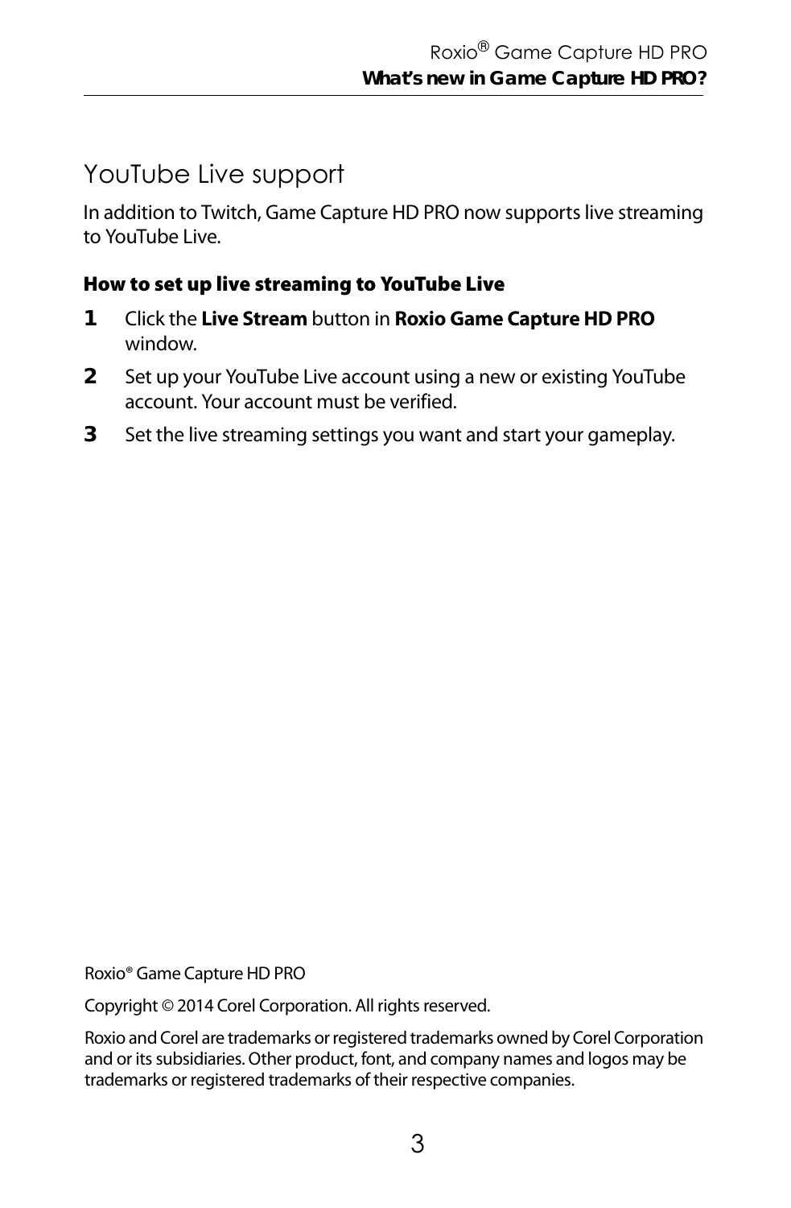## YouTube Live support

In addition to Twitch, Game Capture HD PRO now supports live streaming to YouTube Live.

### How to set up live streaming to YouTube Live

1. Click the **Live Stream** button in **Roxio Game Capture HD PRO** window.
2. Set up your YouTube Live account using a new or existing YouTube account. Your account must be verified.
3. Set the live streaming settings you want and start your gameplay.

Roxio® Game Capture HD PRO

Copyright © 2014 Corel Corporation. All rights reserved.

Roxio and Corel are trademarks or registered trademarks owned by Corel Corporation and or its subsidiaries. Other product, font, and company names and logos may be trademarks or registered trademarks of their respective companies.